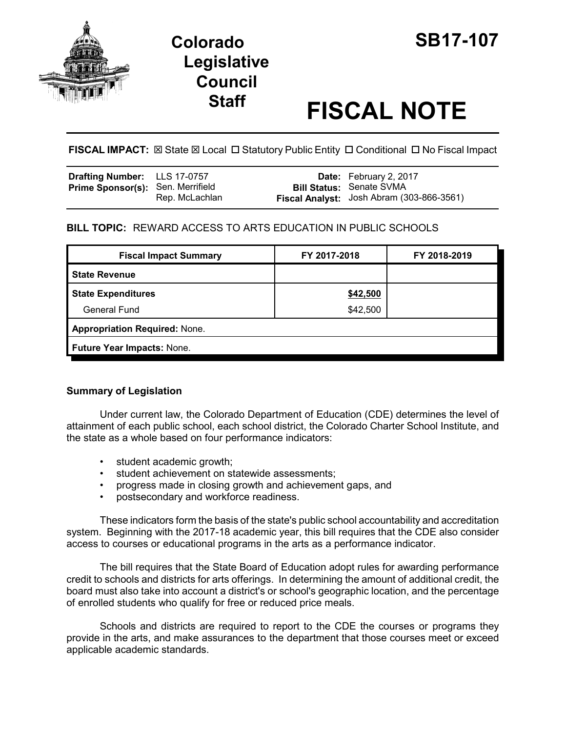# Colorado Legislative Council Staff

# SB17-107

# FISCAL NOTE

**FISCAL IMPACT:** ☒ State ☒ Local ☐ Statutory Public Entity ☐ Conditional ☐ No Fiscal Impact

| | | | |
|---|---|---|---|
| **Drafting Number:** | LLS 17-0757 | **Date:** | February 2, 2017 |
| **Prime Sponsor(s):** | Sen. Merrifield<br>Rep. McLachlan | **Bill Status:** | Senate SVMA |
| | | **Fiscal Analyst:** | Josh Abram (303-866-3561) |

**BILL TOPIC:** REWARD ACCESS TO ARTS EDUCATION IN PUBLIC SCHOOLS

| Fiscal Impact Summary | FY 2017-2018 | FY 2018-2019 |
|---|---|---|
| **State Revenue** | | |
| **State Expenditures** | **$42,500** | |
| General Fund | $42,500 | |
| **Appropriation Required:** None. | | |
| **Future Year Impacts:** None. | | |

### Summary of Legislation

Under current law, the Colorado Department of Education (CDE) determines the level of attainment of each public school, each school district, the Colorado Charter School Institute, and the state as a whole based on four performance indicators:

- student academic growth;
- student achievement on statewide assessments;
- progress made in closing growth and achievement gaps, and
- postsecondary and workforce readiness.

These indicators form the basis of the state's public school accountability and accreditation system. Beginning with the 2017-18 academic year, this bill requires that the CDE also consider access to courses or educational programs in the arts as a performance indicator.

The bill requires that the State Board of Education adopt rules for awarding performance credit to schools and districts for arts offerings. In determining the amount of additional credit, the board must also take into account a district's or school's geographic location, and the percentage of enrolled students who qualify for free or reduced price meals.

Schools and districts are required to report to the CDE the courses or programs they provide in the arts, and make assurances to the department that those courses meet or exceed applicable academic standards.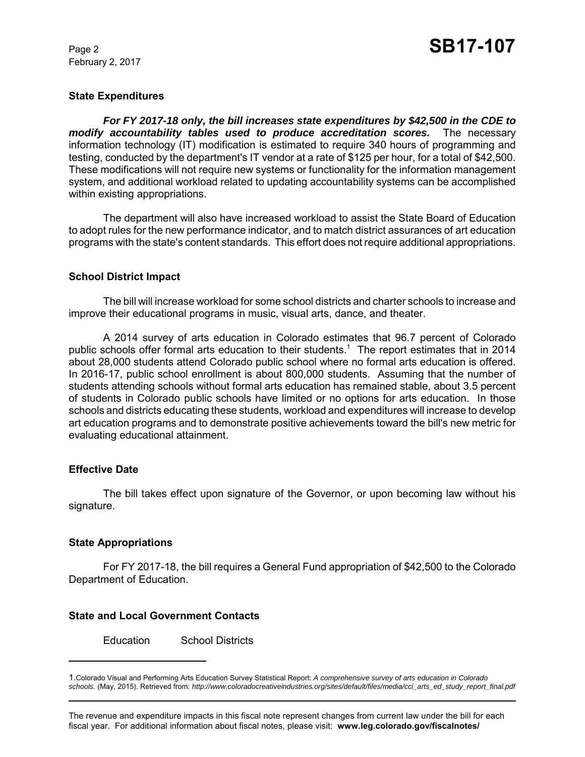### State Expenditures

***For FY 2017-18 only, the bill increases state expenditures by $42,500 in the CDE to modify accountability tables used to produce accreditation scores.*** The necessary information technology (IT) modification is estimated to require 340 hours of programming and testing, conducted by the department's IT vendor at a rate of $125 per hour, for a total of $42,500. These modifications will not require new systems or functionality for the information management system, and additional workload related to updating accountability systems can be accomplished within existing appropriations.

The department will also have increased workload to assist the State Board of Education to adopt rules for the new performance indicator, and to match district assurances of art education programs with the state's content standards. This effort does not require additional appropriations.

### School District Impact

The bill will increase workload for some school districts and charter schools to increase and improve their educational programs in music, visual arts, dance, and theater.

A 2014 survey of arts education in Colorado estimates that 96.7 percent of Colorado public schools offer formal arts education to their students.[1] The report estimates that in 2014 about 28,000 students attend Colorado public school where no formal arts education is offered. In 2016-17, public school enrollment is about 800,000 students. Assuming that the number of students attending schools without formal arts education has remained stable, about 3.5 percent of students in Colorado public schools have limited or no options for arts education. In those schools and districts educating these students, workload and expenditures will increase to develop art education programs and to demonstrate positive achievements toward the bill's new metric for evaluating educational attainment.

### Effective Date

The bill takes effect upon signature of the Governor, or upon becoming law without his signature.

### State Appropriations

For FY 2017-18, the bill requires a General Fund appropriation of $42,500 to the Colorado Department of Education.

### State and Local Government Contacts

Education    School Districts

---

1. Colorado Visual and Performing Arts Education Survey Statistical Report: *A comprehensive survey of arts education in Colorado schools.* (May, 2015). Retrieved from: *http://www.coloradocreativeindustries.org/sites/default/files/media/cci_arts_ed_study_report_final.pdf*

---

The revenue and expenditure impacts in this fiscal note represent changes from current law under the bill for each fiscal year. For additional information about fiscal notes, please visit: **www.leg.colorado.gov/fiscalnotes/**